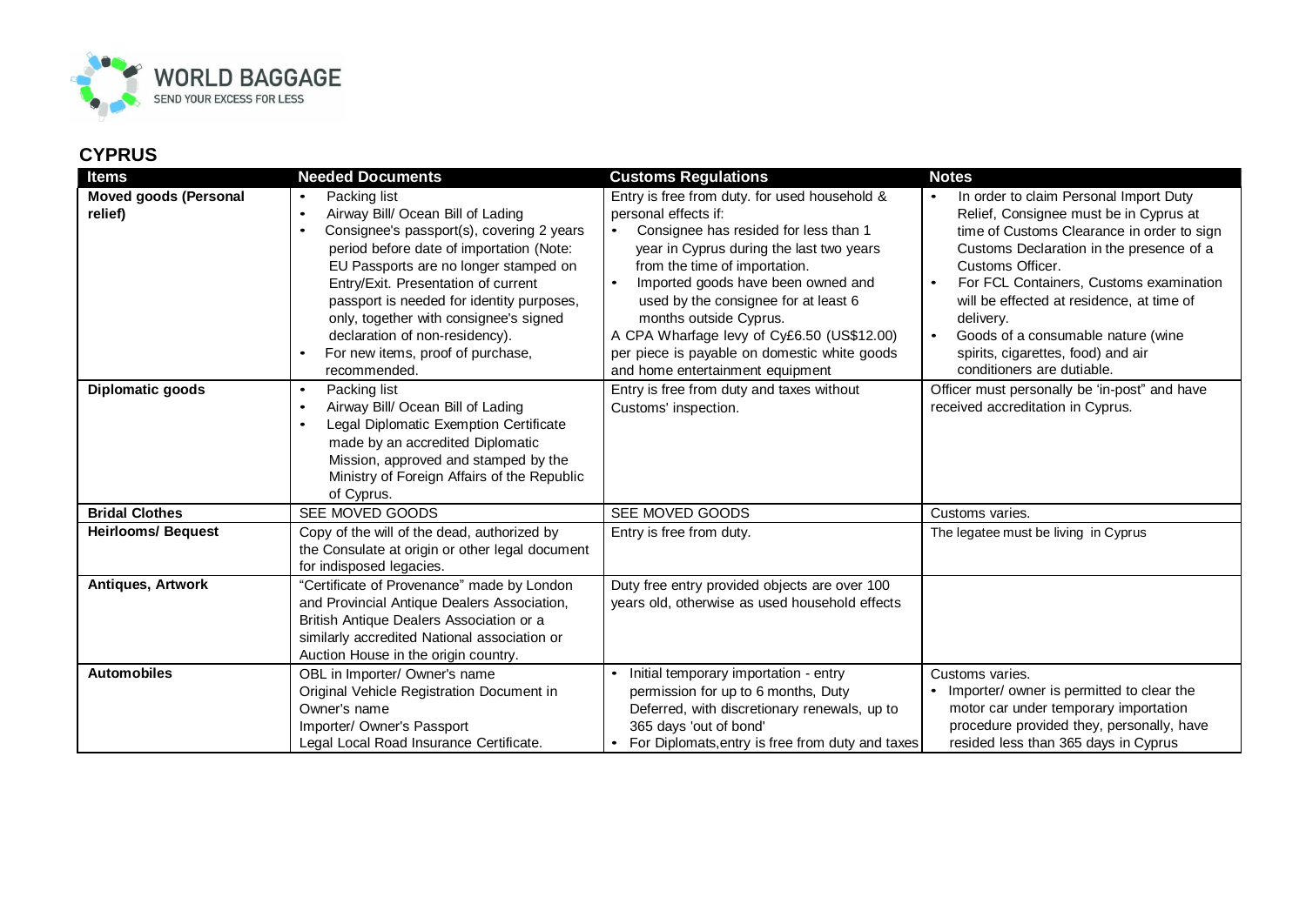WORLD BAGGAGE
SEND YOUR EXCESS FOR LESS

## CYPRUS

| Items | Needed Documents | Customs Regulations | Notes |
|---|---|---|---|
| **Moved goods (Personal relief)** | • Packing list<br>• Airway Bill/ Ocean Bill of Lading<br>• Consignee's passport(s), covering 2 years period before date of importation (Note: EU Passports are no longer stamped on Entry/Exit. Presentation of current passport is needed for identity purposes, only, together with consignee's signed declaration of non-residency).<br>• For new items, proof of purchase, recommended. | Entry is free from duty. for used household & personal effects if:<br>• Consignee has resided for less than 1 year in Cyprus during the last two years from the time of importation.<br>• Imported goods have been owned and used by the consignee for at least 6 months outside Cyprus.<br>A CPA Wharfage levy of Cy£6.50 (US$12.00) per piece is payable on domestic white goods and home entertainment equipment | • In order to claim Personal Import Duty Relief, Consignee must be in Cyprus at time of Customs Clearance in order to sign Customs Declaration in the presence of a Customs Officer.<br>• For FCL Containers, Customs examination will be effected at residence, at time of delivery.<br>• Goods of a consumable nature (wine spirits, cigarettes, food) and air conditioners are dutiable. |
| **Diplomatic goods** | • Packing list<br>• Airway Bill/ Ocean Bill of Lading<br>• Legal Diplomatic Exemption Certificate made by an accredited Diplomatic Mission, approved and stamped by the Ministry of Foreign Affairs of the Republic of Cyprus. | Entry is free from duty and taxes without Customs' inspection. | Officer must personally be 'in-post" and have received accreditation in Cyprus. |
| **Bridal Clothes** | SEE MOVED GOODS | SEE MOVED GOODS | Customs varies. |
| **Heirlooms/ Bequest** | Copy of the will of the dead, authorized by the Consulate at origin or other legal document for indisposed legacies. | Entry is free from duty. | The legatee must be living in Cyprus |
| **Antiques, Artwork** | "Certificate of Provenance" made by London and Provincial Antique Dealers Association, British Antique Dealers Association or a similarly accredited National association or Auction House in the origin country. | Duty free entry provided objects are over 100 years old, otherwise as used household effects | |
| **Automobiles** | OBL in Importer/ Owner's name<br>Original Vehicle Registration Document in Owner's name<br>Importer/ Owner's Passport<br>Legal Local Road Insurance Certificate. | • Initial temporary importation - entry permission for up to 6 months, Duty Deferred, with discretionary renewals, up to 365 days 'out of bond'<br>• For Diplomats,entry is free from duty and taxes | Customs varies.<br>• Importer/ owner is permitted to clear the motor car under temporary importation procedure provided they, personally, have resided less than 365 days in Cyprus |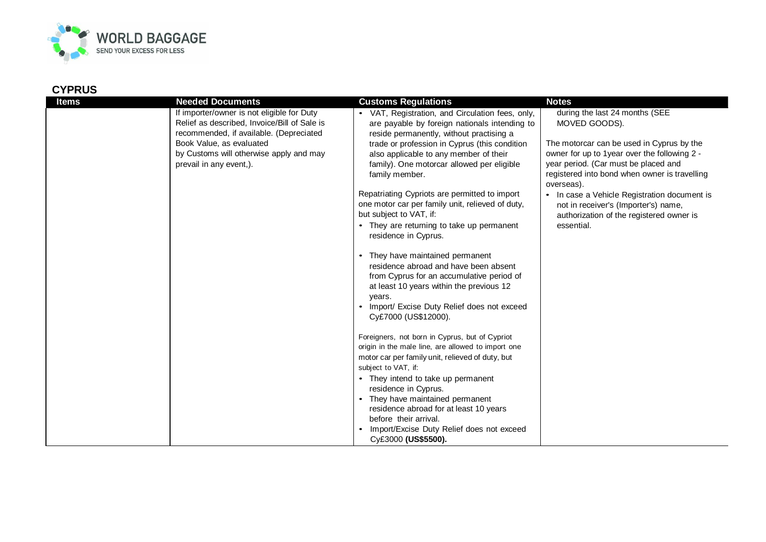## CYPRUS

| Items | Needed Documents | Customs Regulations | Notes |
|---|---|---|---|
| | If importer/owner is not eligible for Duty Relief as described, Invoice/Bill of Sale is recommended, if available. (Depreciated Book Value, as evaluated by Customs will otherwise apply and may prevail in any event,). | • VAT, Registration, and Circulation fees, only, are payable by foreign nationals intending to reside permanently, without practising a trade or profession in Cyprus (this condition also applicable to any member of their family). One motorcar allowed per eligible family member.<br><br>Repatriating Cypriots are permitted to import one motor car per family unit, relieved of duty, but subject to VAT, if:<br>• They are returning to take up permanent residence in Cyprus.<br>• They have maintained permanent residence abroad and have been absent from Cyprus for an accumulative period of at least 10 years within the previous 12 years.<br>• Import/ Excise Duty Relief does not exceed Cy£7000 (US$12000).<br><br>Foreigners, not born in Cyprus, but of Cypriot origin in the male line, are allowed to import one motor car per family unit, relieved of duty, but subject to VAT, if:<br>• They intend to take up permanent residence in Cyprus.<br>• They have maintained permanent residence abroad for at least 10 years before their arrival.<br>• Import/Excise Duty Relief does not exceed Cy£3000 **(US$5500).** | during the last 24 months (SEE MOVED GOODS).<br><br>The motorcar can be used in Cyprus by the owner for up to 1year over the following 2 -year period. (Car must be placed and registered into bond when owner is travelling overseas).<br>• In case a Vehicle Registration document is not in receiver's (Importer's) name, authorization of the registered owner is essential. |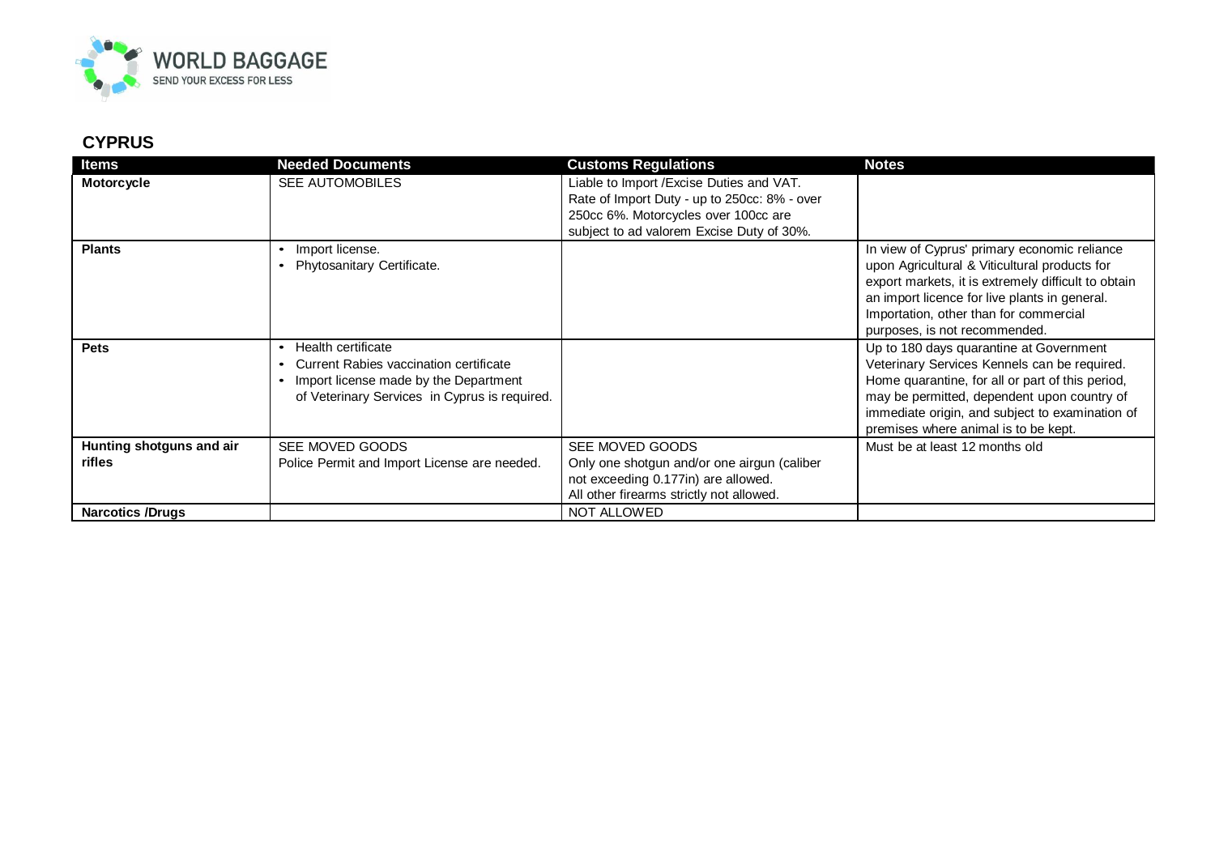## CYPRUS

| Items | Needed Documents | Customs Regulations | Notes |
|---|---|---|---|
| **Motorcycle** | SEE AUTOMOBILES | Liable to Import /Excise Duties and VAT. Rate of Import Duty - up to 250cc: 8% - over 250cc 6%. Motorcycles over 100cc are subject to ad valorem Excise Duty of 30%. | |
| **Plants** | • Import license.<br>• Phytosanitary Certificate. | | In view of Cyprus' primary economic reliance upon Agricultural & Viticultural products for export markets, it is extremely difficult to obtain an import licence for live plants in general. Importation, other than for commercial purposes, is not recommended. |
| **Pets** | • Health certificate<br>• Current Rabies vaccination certificate<br>• Import license made by the Department of Veterinary Services in Cyprus is required. | | Up to 180 days quarantine at Government Veterinary Services Kennels can be required. Home quarantine, for all or part of this period, may be permitted, dependent upon country of immediate origin, and subject to examination of premises where animal is to be kept. |
| **Hunting shotguns and air rifles** | SEE MOVED GOODS<br>Police Permit and Import License are needed. | SEE MOVED GOODS<br>Only one shotgun and/or one airgun (caliber not exceeding 0.177in) are allowed.<br>All other firearms strictly not allowed. | Must be at least 12 months old |
| **Narcotics /Drugs** | | NOT ALLOWED | |